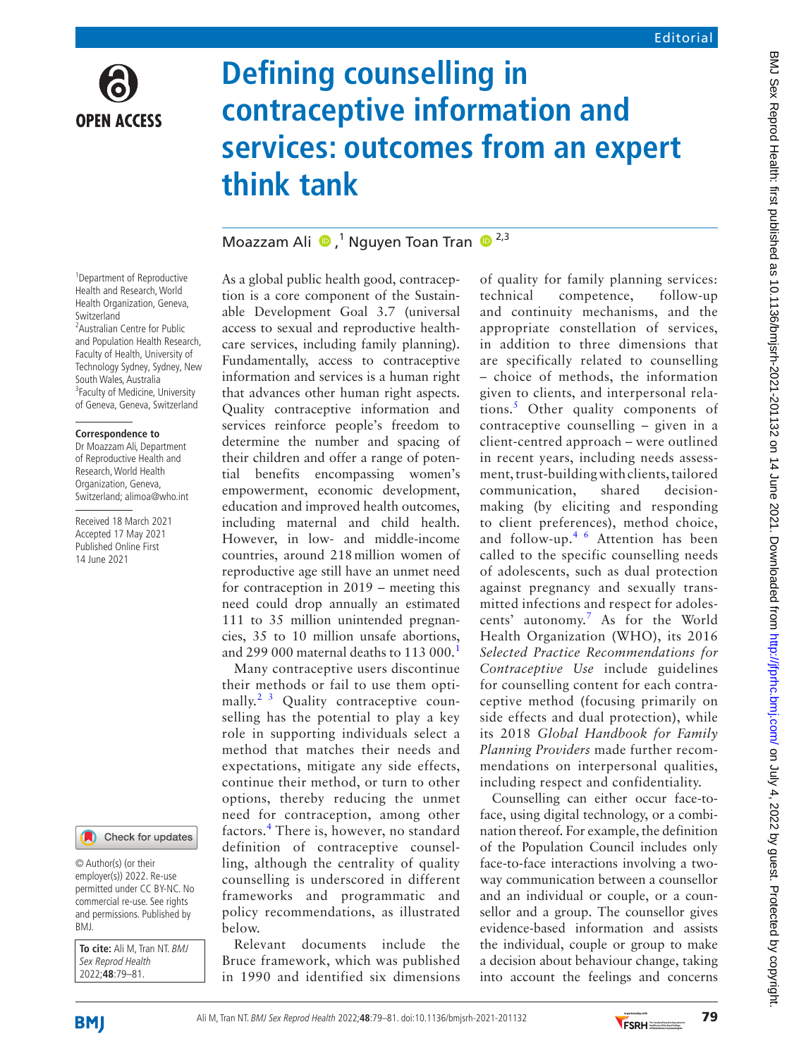# Defining counselling in contraceptive information and services: outcomes from an expert think tank

Moazzam Ali [1], Nguyen Toan Tran [2,3]

[1] Department of Reproductive Health and Research, World Health Organization, Geneva, Switzerland
[2] Australian Centre for Public and Population Health Research, Faculty of Health, University of Technology Sydney, Sydney, New South Wales, Australia
[3] Faculty of Medicine, University of Geneva, Geneva, Switzerland

**Correspondence to**
Dr Moazzam Ali, Department of Reproductive Health and Research, World Health Organization, Geneva, Switzerland; alimoa@who.int

Received 18 March 2021
Accepted 17 May 2021
Published Online First 14 June 2021

© Author(s) (or their employer(s)) 2022. Re-use permitted under CC BY-NC. No commercial re-use. See rights and permissions. Published by BMJ.

**To cite:** Ali M, Tran NT. *BMJ Sex Reprod Health* 2022;**48**:79–81.

As a global public health good, contraception is a core component of the Sustainable Development Goal 3.7 (universal access to sexual and reproductive healthcare services, including family planning). Fundamentally, access to contraceptive information and services is a human right that advances other human right aspects. Quality contraceptive information and services reinforce people's freedom to determine the number and spacing of their children and offer a range of potential benefits encompassing women's empowerment, economic development, education and improved health outcomes, including maternal and child health. However, in low- and middle-income countries, around 218 million women of reproductive age still have an unmet need for contraception in 2019 – meeting this need could drop annually an estimated 111 to 35 million unintended pregnancies, 35 to 10 million unsafe abortions, and 299 000 maternal deaths to 113 000.[1]

Many contraceptive users discontinue their methods or fail to use them optimally.[2,3] Quality contraceptive counselling has the potential to play a key role in supporting individuals select a method that matches their needs and expectations, mitigate any side effects, continue their method, or turn to other options, thereby reducing the unmet need for contraception, among other factors.[4] There is, however, no standard definition of contraceptive counselling, although the centrality of quality counselling is underscored in different frameworks and programmatic and policy recommendations, as illustrated below.

Relevant documents include the Bruce framework, which was published in 1990 and identified six dimensions of quality for family planning services: technical competence, follow-up and continuity mechanisms, and the appropriate constellation of services, in addition to three dimensions that are specifically related to counselling – choice of methods, the information given to clients, and interpersonal relations.[5] Other quality components of contraceptive counselling – given in a client-centred approach – were outlined in recent years, including needs assessment, trust-building with clients, tailored communication, shared decision-making (by eliciting and responding to client preferences), method choice, and follow-up.[4,6] Attention has been called to the specific counselling needs of adolescents, such as dual protection against pregnancy and sexually transmitted infections and respect for adolescents' autonomy.[7] As for the World Health Organization (WHO), its 2016 *Selected Practice Recommendations for Contraceptive Use* include guidelines for counselling content for each contraceptive method (focusing primarily on side effects and dual protection), while its 2018 *Global Handbook for Family Planning Providers* made further recommendations on interpersonal qualities, including respect and confidentiality.

Counselling can either occur face-to-face, using digital technology, or a combination thereof. For example, the definition of the Population Council includes only face-to-face interactions involving a two-way communication between a counsellor and an individual or couple, or a counsellor and a group. The counsellor gives evidence-based information and assists the individual, couple or group to make a decision about behaviour change, taking into account the feelings and concerns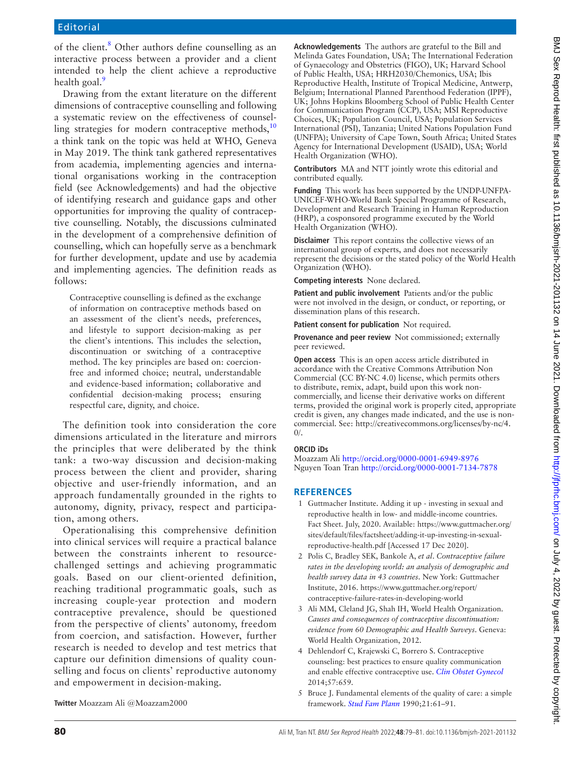of the client.[8] Other authors define counselling as an interactive process between a provider and a client intended to help the client achieve a reproductive health goal.[9]

Drawing from the extant literature on the different dimensions of contraceptive counselling and following a systematic review on the effectiveness of counselling strategies for modern contraceptive methods,[10] a think tank on the topic was held at WHO, Geneva in May 2019. The think tank gathered representatives from academia, implementing agencies and international organisations working in the contraception field (see Acknowledgements) and had the objective of identifying research and guidance gaps and other opportunities for improving the quality of contraceptive counselling. Notably, the discussions culminated in the development of a comprehensive definition of counselling, which can hopefully serve as a benchmark for further development, update and use by academia and implementing agencies. The definition reads as follows:

> Contraceptive counselling is defined as the exchange of information on contraceptive methods based on an assessment of the client's needs, preferences, and lifestyle to support decision-making as per the client's intentions. This includes the selection, discontinuation or switching of a contraceptive method. The key principles are based on: coercion-free and informed choice; neutral, understandable and evidence-based information; collaborative and confidential decision-making process; ensuring respectful care, dignity, and choice.

The definition took into consideration the core dimensions articulated in the literature and mirrors the principles that were deliberated by the think tank: a two-way discussion and decision-making process between the client and provider, sharing objective and user-friendly information, and an approach fundamentally grounded in the rights to autonomy, dignity, privacy, respect and participation, among others.

Operationalising this comprehensive definition into clinical services will require a practical balance between the constraints inherent to resource-challenged settings and achieving programmatic goals. Based on our client-oriented definition, reaching traditional programmatic goals, such as increasing couple-year protection and modern contraceptive prevalence, should be questioned from the perspective of clients' autonomy, freedom from coercion, and satisfaction. However, further research is needed to develop and test metrics that capture our definition dimensions of quality counselling and focus on clients' reproductive autonomy and empowerment in decision-making.

**Twitter** Moazzam Ali @Moazzam2000

**Acknowledgements** The authors are grateful to the Bill and Melinda Gates Foundation, USA; The International Federation of Gynaecology and Obstetrics (FIGO), UK; Harvard School of Public Health, USA; HRH2030/Chemonics, USA; Ibis Reproductive Health, Institute of Tropical Medicine, Antwerp, Belgium; International Planned Parenthood Federation (IPPF), UK; Johns Hopkins Bloomberg School of Public Health Center for Communication Program (CCP), USA; MSI Reproductive Choices, UK; Population Council, USA; Population Services International (PSI), Tanzania; United Nations Population Fund (UNFPA); University of Cape Town, South Africa; United States Agency for International Development (USAID), USA; World Health Organization (WHO).

**Contributors** MA and NTT jointly wrote this editorial and contributed equally.

**Funding** This work has been supported by the UNDP-UNFPA-UNICEF-WHO-World Bank Special Programme of Research, Development and Research Training in Human Reproduction (HRP), a cosponsored programme executed by the World Health Organization (WHO).

**Disclaimer** This report contains the collective views of an international group of experts, and does not necessarily represent the decisions or the stated policy of the World Health Organization (WHO).

**Competing interests** None declared.

**Patient and public involvement** Patients and/or the public were not involved in the design, or conduct, or reporting, or dissemination plans of this research.

**Patient consent for publication** Not required.

**Provenance and peer review** Not commissioned; externally peer reviewed.

**Open access** This is an open access article distributed in accordance with the Creative Commons Attribution Non Commercial (CC BY-NC 4.0) license, which permits others to distribute, remix, adapt, build upon this work non-commercially, and license their derivative works on different terms, provided the original work is properly cited, appropriate credit is given, any changes made indicated, and the use is non-commercial. See: http://creativecommons.org/licenses/by-nc/4.0/.

**ORCID iDs**

Moazzam Ali http://orcid.org/0000-0001-6949-8976
Nguyen Toan Tran http://orcid.org/0000-0001-7134-7878

## REFERENCES

1. Guttmacher Institute. Adding it up - investing in sexual and reproductive health in low- and middle-income countries. Fact Sheet. July, 2020. Available: https://www.guttmacher.org/sites/default/files/factsheet/adding-it-up-investing-in-sexual-reproductive-health.pdf [Accessed 17 Dec 2020].
2. Polis C, Bradley SEK, Bankole A, *et al*. *Contraceptive failure rates in the developing world: an analysis of demographic and health survey data in 43 countries*. New York: Guttmacher Institute, 2016. https://www.guttmacher.org/report/contraceptive-failure-rates-in-developing-world
3. Ali MM, Cleland JG, Shah IH, World Health Organization. *Causes and consequences of contraceptive discontinuation: evidence from 60 Demographic and Health Surveys*. Geneva: World Health Organization, 2012.
4. Dehlendorf C, Krajewski C, Borrero S. Contraceptive counseling: best practices to ensure quality communication and enable effective contraceptive use. *Clin Obstet Gynecol* 2014;57:659.
5. Bruce J. Fundamental elements of the quality of care: a simple framework. *Stud Fam Plann* 1990;21:61–91.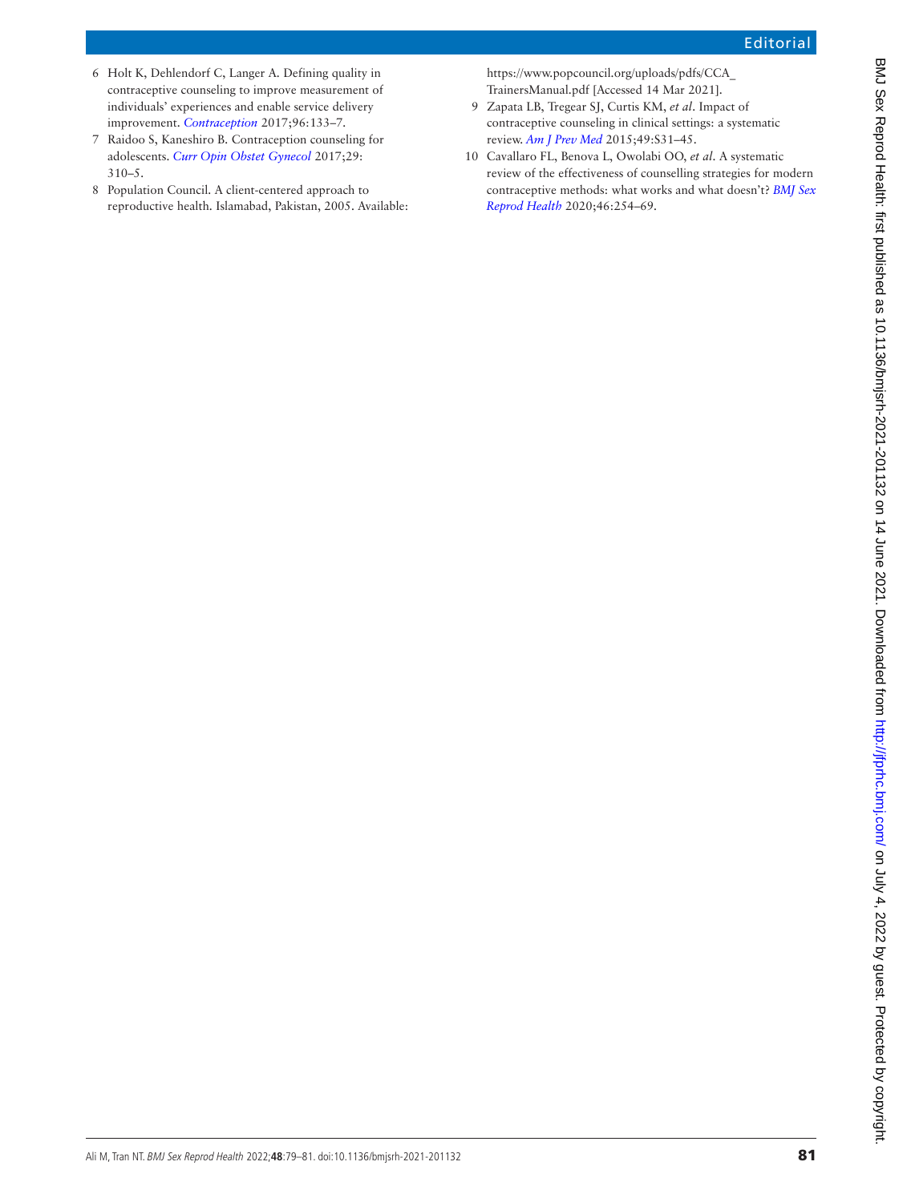6. Holt K, Dehlendorf C, Langer A. Defining quality in contraceptive counseling to improve measurement of individuals' experiences and enable service delivery improvement. *Contraception* 2017;96:133–7.
7. Raidoo S, Kaneshiro B. Contraception counseling for adolescents. *Curr Opin Obstet Gynecol* 2017;29: 310–5.
8. Population Council. A client-centered approach to reproductive health. Islamabad, Pakistan, 2005. Available: https://www.popcouncil.org/uploads/pdfs/CCA_TrainersManual.pdf [Accessed 14 Mar 2021].
9. Zapata LB, Tregear SJ, Curtis KM, *et al*. Impact of contraceptive counseling in clinical settings: a systematic review. *Am J Prev Med* 2015;49:S31–45.
10. Cavallaro FL, Benova L, Owolabi OO, *et al*. A systematic review of the effectiveness of counselling strategies for modern contraceptive methods: what works and what doesn't? *BMJ Sex Reprod Health* 2020;46:254–69.